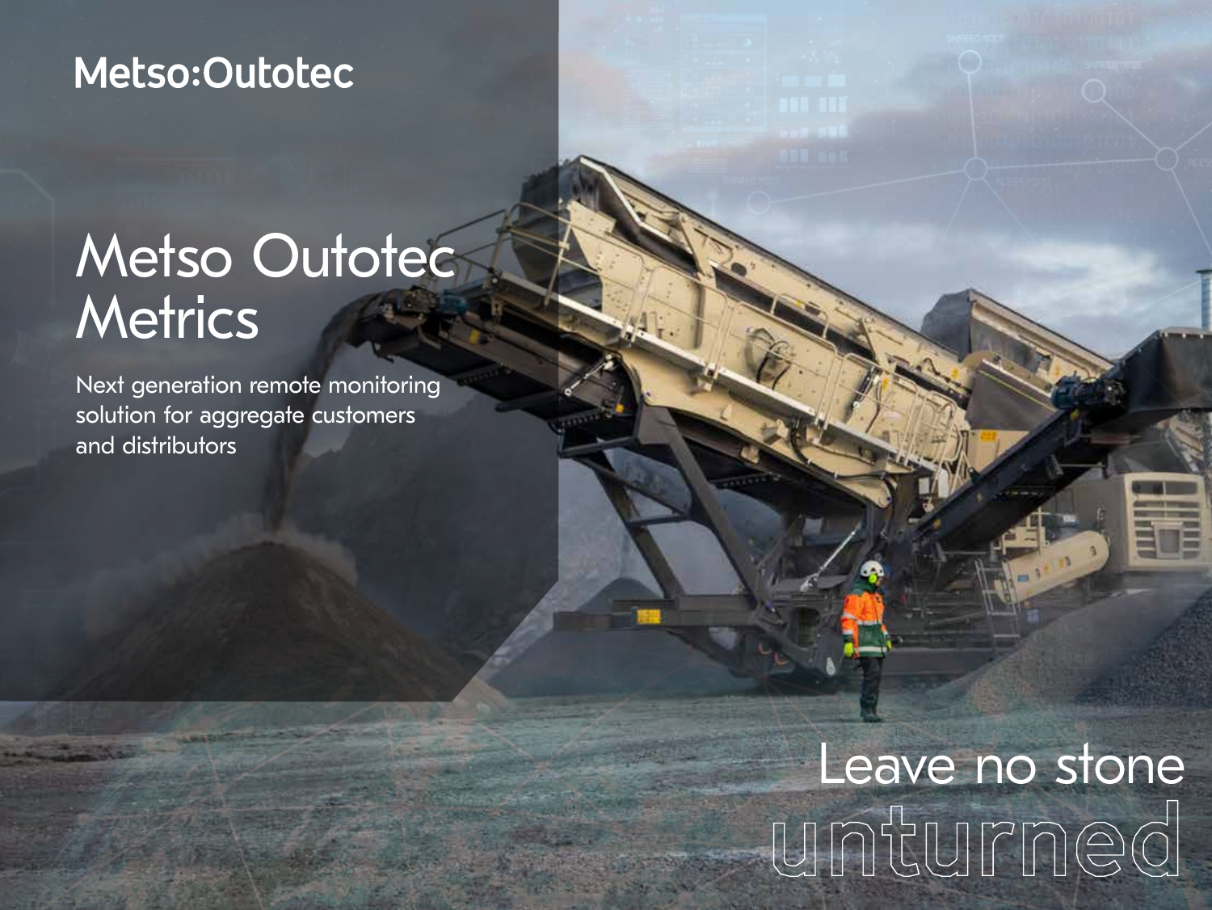Metso:Outotec

# Metso Outotec Metrics

Next generation remote monitoring solution for aggregate customers and distributors

Leave no stone unturned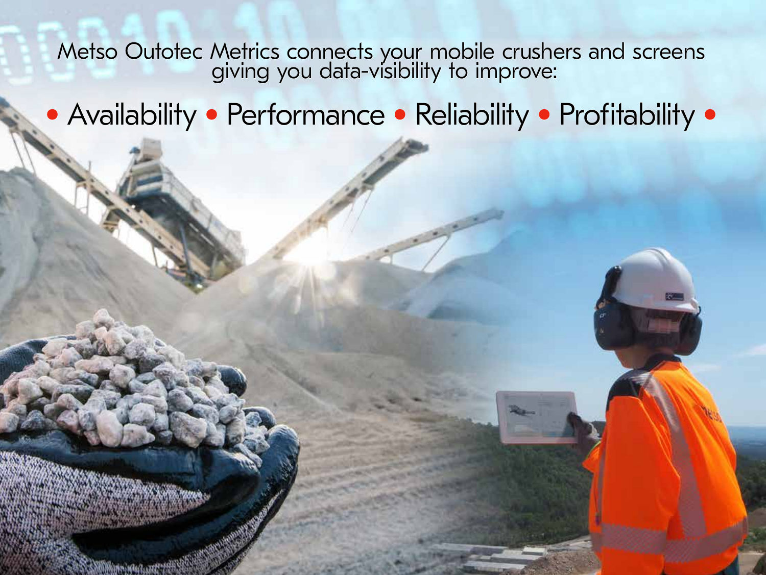Metso Outotec Metrics connects your mobile crushers and screens giving you data-visibility to improve:

• Availability • Performance • Reliability • Profitability •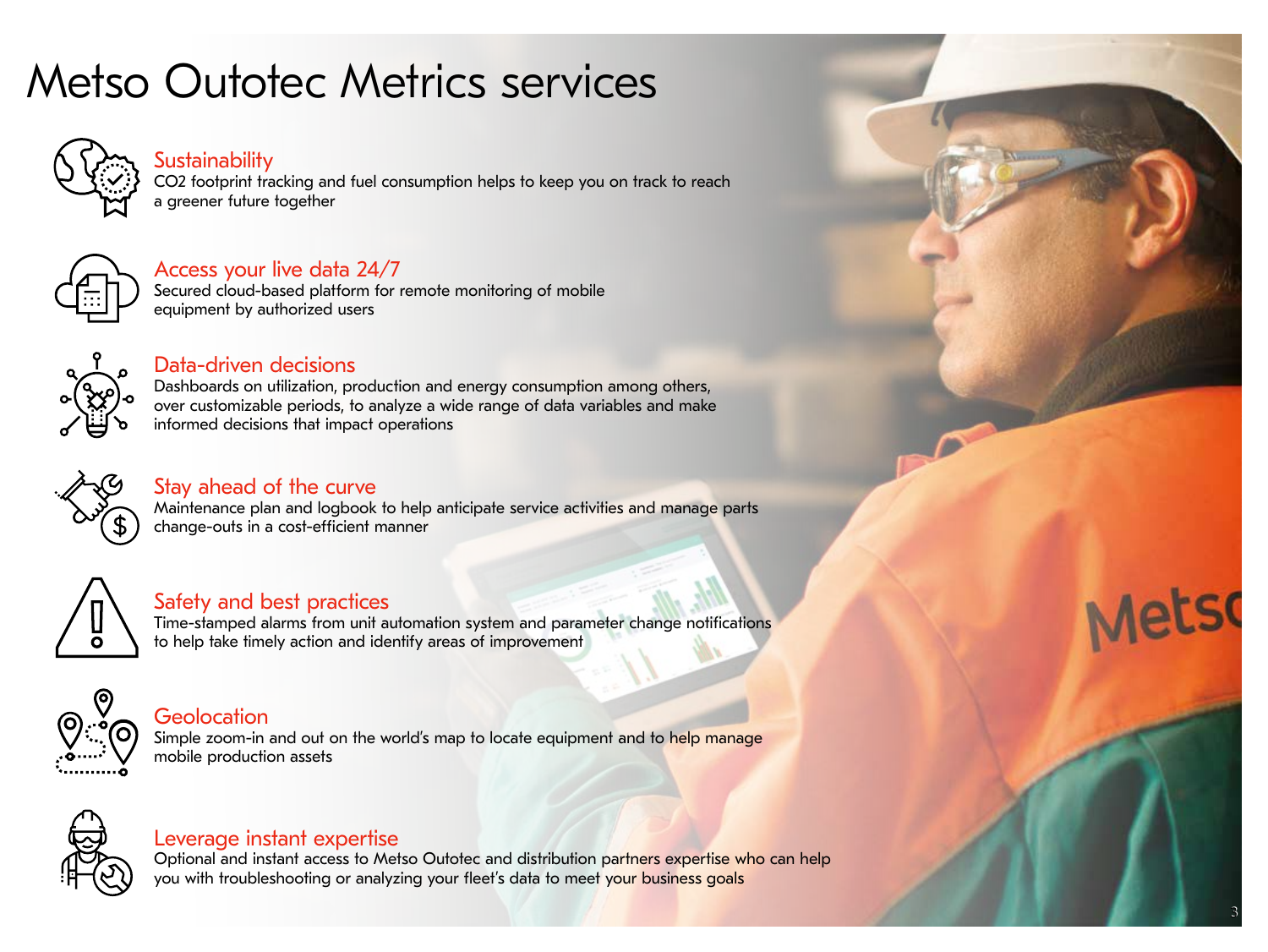# Metso Outotec Metrics services

## Sustainability
$CO_2$ footprint tracking and fuel consumption helps to keep you on track to reach a greener future together

## Access your live data 24/7
Secured cloud-based platform for remote monitoring of mobile equipment by authorized users

## Data-driven decisions
Dashboards on utilization, production and energy consumption among others, over customizable periods, to analyze a wide range of data variables and make informed decisions that impact operations

## Stay ahead of the curve
Maintenance plan and logbook to help anticipate service activities and manage parts change-outs in a cost-efficient manner

## Safety and best practices
Time-stamped alarms from unit automation system and parameter change notifications to help take timely action and identify areas of improvement

## Geolocation
Simple zoom-in and out on the world's map to locate equipment and to help manage mobile production assets

## Leverage instant expertise
Optional and instant access to Metso Outotec and distribution partners expertise who can help you with troubleshooting or analyzing your fleet's data to meet your business goals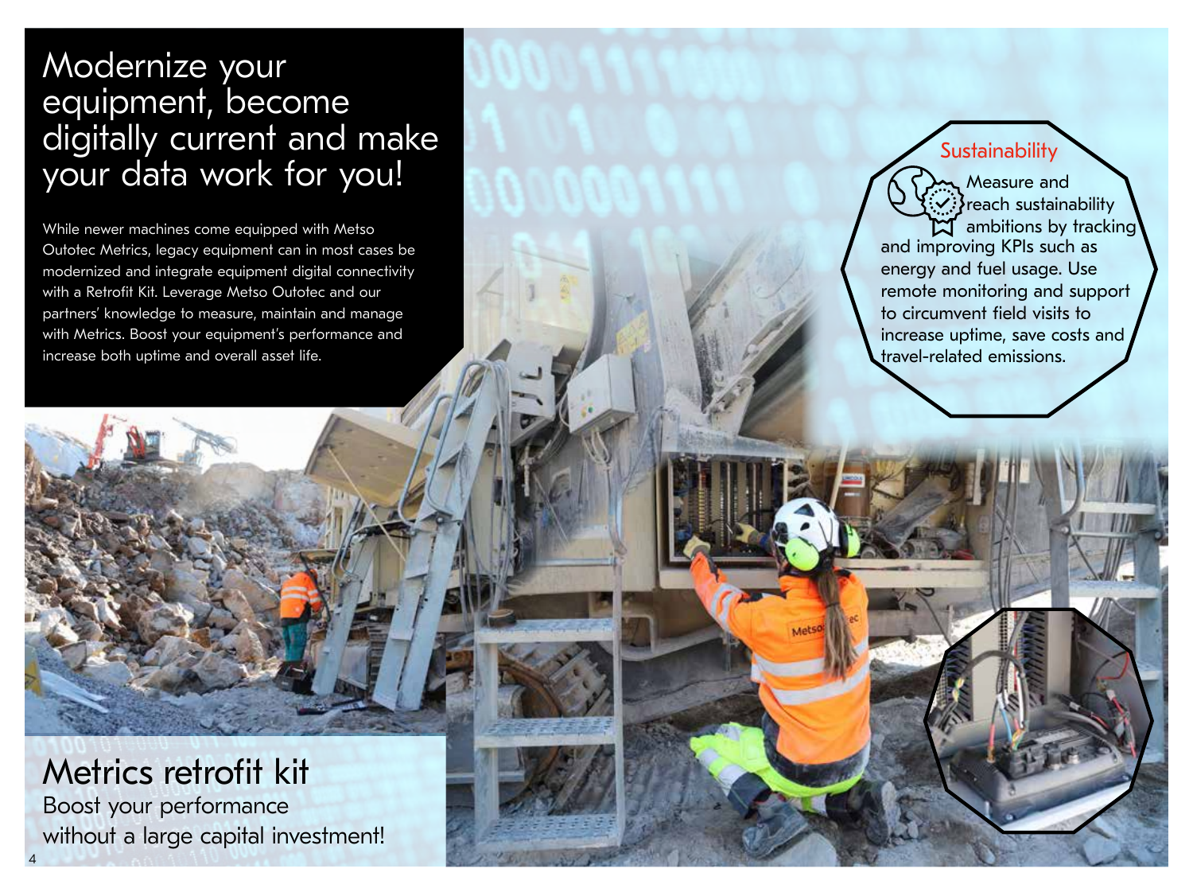# Modernize your equipment, become digitally current and make your data work for you!

While newer machines come equipped with Metso Outotec Metrics, legacy equipment can in most cases be modernized and integrate equipment digital connectivity with a Retrofit Kit. Leverage Metso Outotec and our partners' knowledge to measure, maintain and manage with Metrics. Boost your equipment's performance and increase both uptime and overall asset life.

## Sustainability

Measure and reach sustainability ambitions by tracking and improving KPIs such as energy and fuel usage. Use remote monitoring and support to circumvent field visits to increase uptime, save costs and travel-related emissions.

## Metrics retrofit kit

Boost your performance without a large capital investment!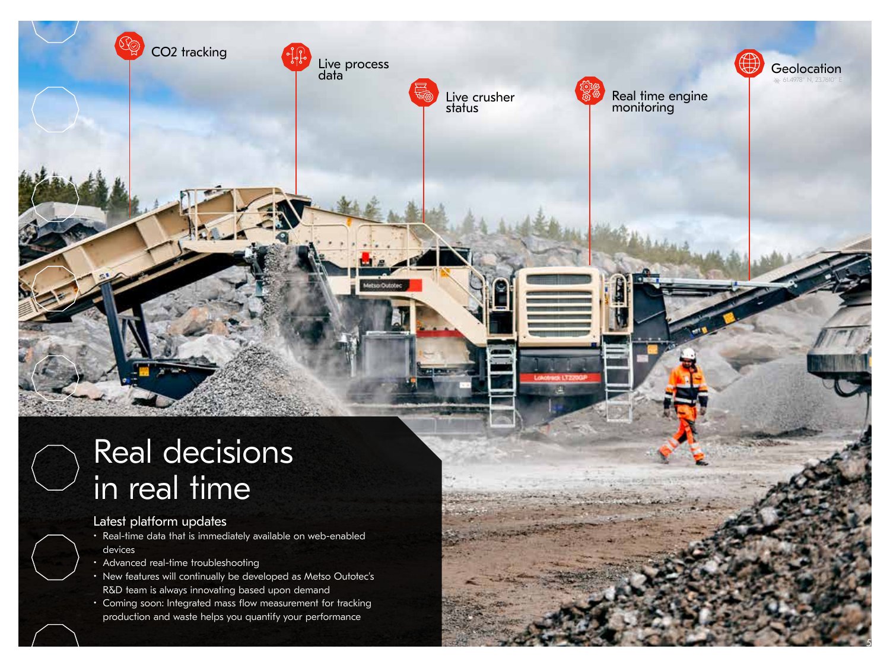CO2 tracking

Live process data

Live crusher status

Real time engine monitoring

Geolocation

# Real decisions in real time

## Latest platform updates

- Real-time data that is immediately available on web-enabled devices
- Advanced real-time troubleshooting
- New features will continually be developed as Metso Outotec's R&D team is always innovating based upon demand
- Coming soon: Integrated mass flow measurement for tracking production and waste helps you quantify your performance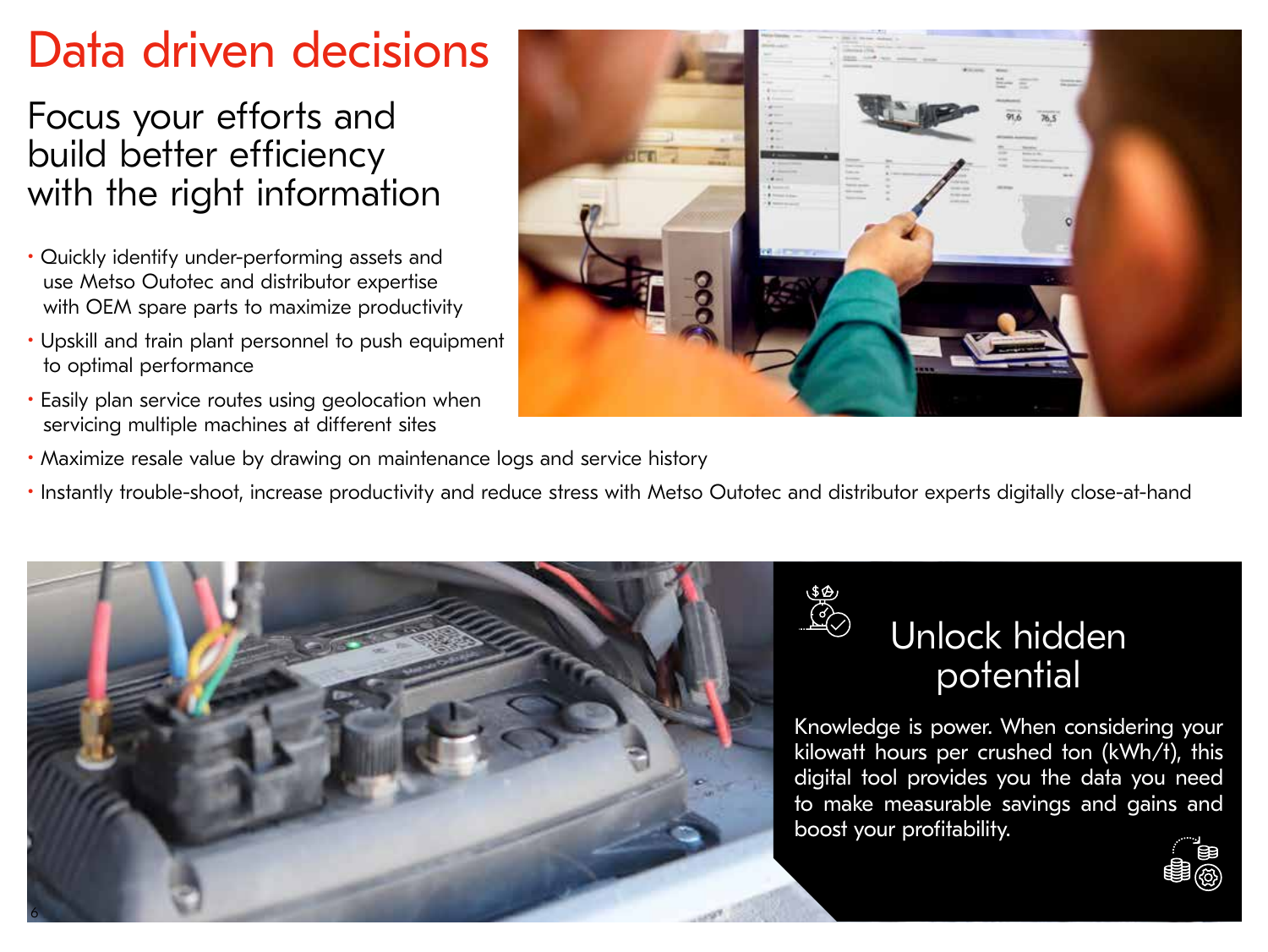# Data driven decisions

## Focus your efforts and build better efficiency with the right information

- Quickly identify under-performing assets and use Metso Outotec and distributor expertise with OEM spare parts to maximize productivity
- Upskill and train plant personnel to push equipment to optimal performance
- Easily plan service routes using geolocation when servicing multiple machines at different sites
- Maximize resale value by drawing on maintenance logs and service history
- Instantly trouble-shoot, increase productivity and reduce stress with Metso Outotec and distributor experts digitally close-at-hand

## Unlock hidden potential

Knowledge is power. When considering your kilowatt hours per crushed ton (kWh/t), this digital tool provides you the data you need to make measurable savings and gains and boost your profitability.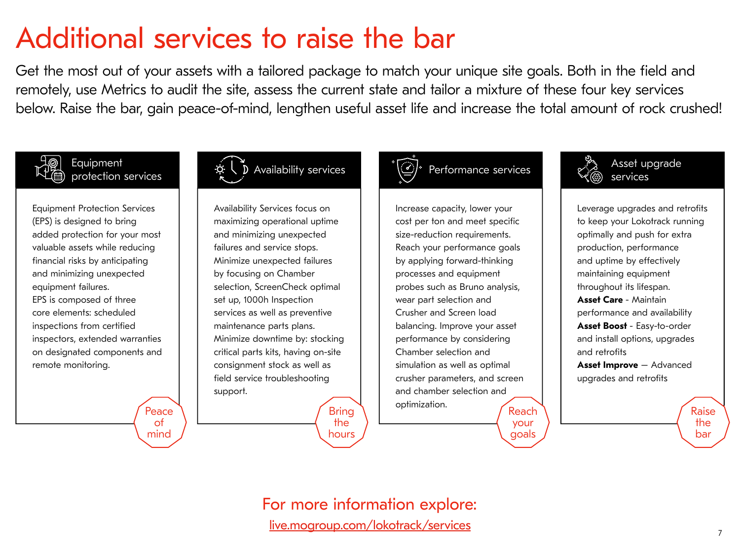# Additional services to raise the bar

Get the most out of your assets with a tailored package to match your unique site goals. Both in the field and remotely, use Metrics to audit the site, assess the current state and tailor a mixture of these four key services below. Raise the bar, gain peace-of-mind, lengthen useful asset life and increase the total amount of rock crushed!

## Equipment protection services

Equipment Protection Services (EPS) is designed to bring added protection for your most valuable assets while reducing financial risks by anticipating and minimizing unexpected equipment failures.

EPS is composed of three core elements: scheduled inspections from certified inspectors, extended warranties on designated components and remote monitoring.

Peace of mind

## Availability services

Availability Services focus on maximizing operational uptime and minimizing unexpected failures and service stops.

Minimize unexpected failures by focusing on Chamber selection, ScreenCheck optimal set up, 1000h Inspection services as well as preventive maintenance parts plans.

Minimize downtime by: stocking critical parts kits, having on-site consignment stock as well as field service troubleshooting support.

Bring the hours

## Performance services

Increase capacity, lower your cost per ton and meet specific size-reduction requirements.

Reach your performance goals by applying forward-thinking processes and equipment probes such as Bruno analysis, wear part selection and Crusher and Screen load balancing. Improve your asset performance by considering Chamber selection and simulation as well as optimal crusher parameters, and screen and chamber selection and optimization.

Reach your goals

## Asset upgrade services

Leverage upgrades and retrofits to keep your Lokotrack running optimally and push for extra production, performance and uptime by effectively maintaining equipment throughout its lifespan.

**Asset Care** - Maintain performance and availability

**Asset Boost** - Easy-to-order and install options, upgrades and retrofits

**Asset Improve** — Advanced upgrades and retrofits

Raise the bar

For more information explore:

live.mogroup.com/lokotrack/services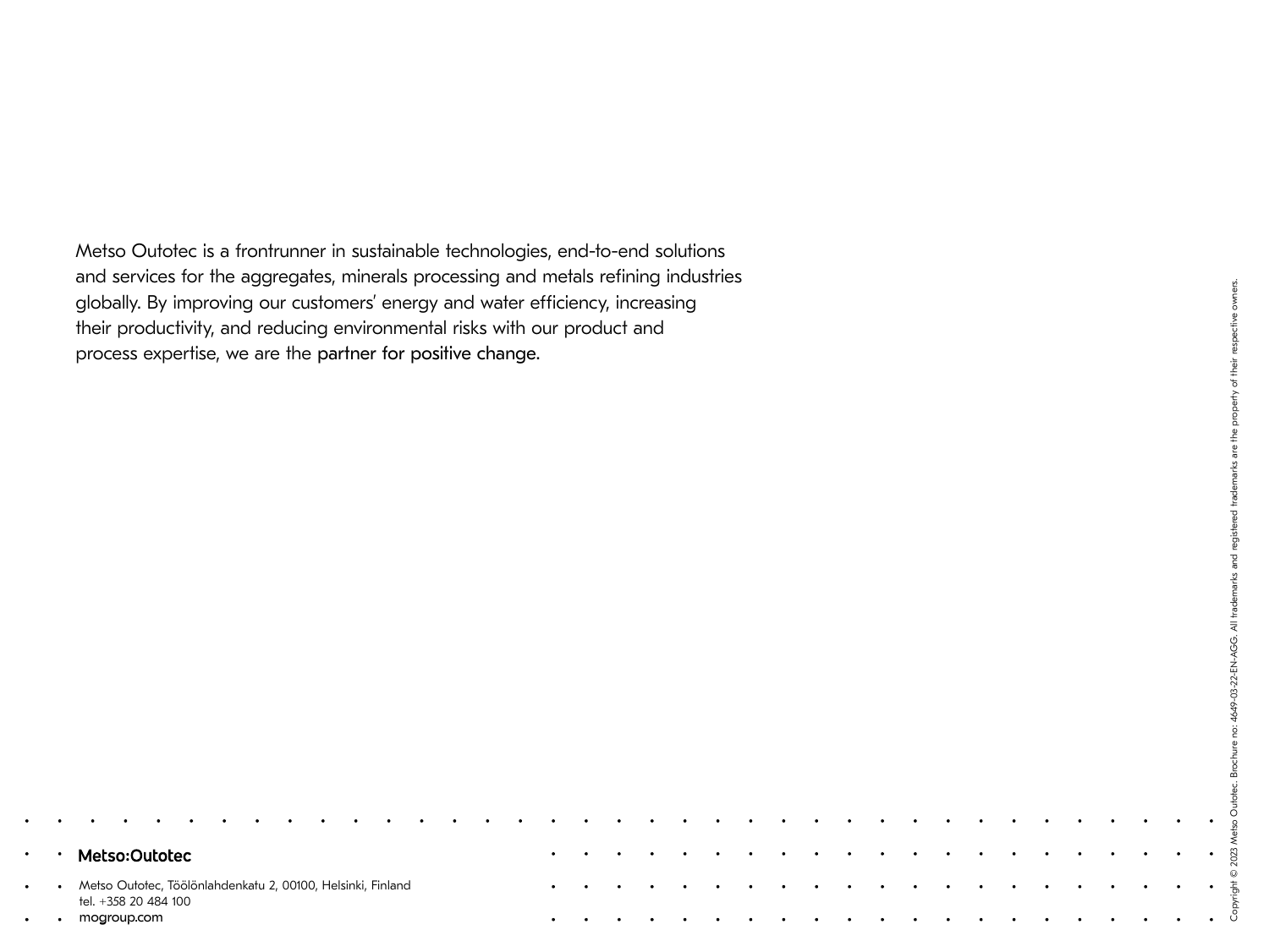Metso Outotec is a frontrunner in sustainable technologies, end-to-end solutions and services for the aggregates, minerals processing and metals refining industries globally. By improving our customers' energy and water efficiency, increasing their productivity, and reducing environmental risks with our product and process expertise, we are the **partner for positive change.**

**Metso:Outotec**

Metso Outotec, Töölönlahdenkatu 2, 00100, Helsinki, Finland
tel. +358 20 484 100
mogroup.com

Copyright © 2023 Metso Outotec. Brochure no: 4649-03-22-EN-AGG. All trademarks and registered trademarks are the property of their respective owners.